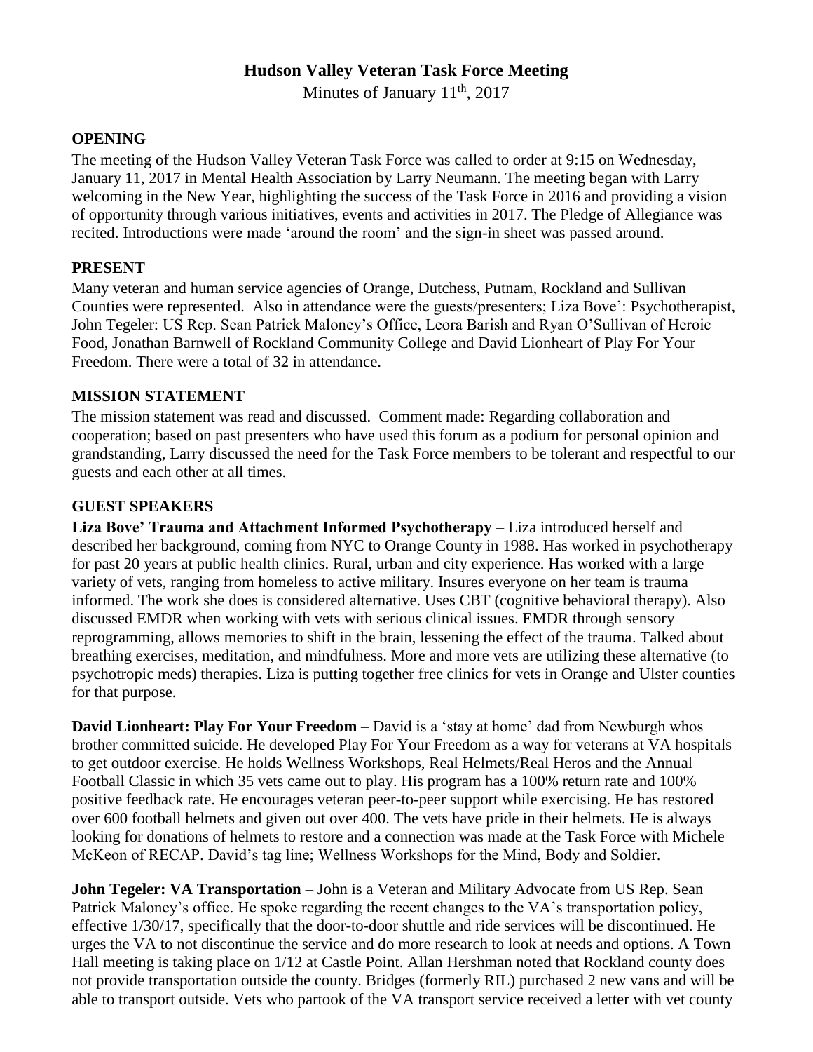# Hudson Valley Veteran Task Force Meeting

Minutes of January 11th, 2017

## OPENING

The meeting of the Hudson Valley Veteran Task Force was called to order at 9:15 on Wednesday, January 11, 2017 in Mental Health Association by Larry Neumann. The meeting began with Larry welcoming in the New Year, highlighting the success of the Task Force in 2016 and providing a vision of opportunity through various initiatives, events and activities in 2017. The Pledge of Allegiance was recited. Introductions were made 'around the room' and the sign-in sheet was passed around.

## PRESENT

Many veteran and human service agencies of Orange, Dutchess, Putnam, Rockland and Sullivan Counties were represented. Also in attendance were the guests/presenters; Liza Bove': Psychotherapist, John Tegeler: US Rep. Sean Patrick Maloney's Office, Leora Barish and Ryan O'Sullivan of Heroic Food, Jonathan Barnwell of Rockland Community College and David Lionheart of Play For Your Freedom. There were a total of 32 in attendance.

## MISSION STATEMENT

The mission statement was read and discussed. Comment made: Regarding collaboration and cooperation; based on past presenters who have used this forum as a podium for personal opinion and grandstanding, Larry discussed the need for the Task Force members to be tolerant and respectful to our guests and each other at all times.

## GUEST SPEAKERS

**Liza Bove' Trauma and Attachment Informed Psychotherapy** – Liza introduced herself and described her background, coming from NYC to Orange County in 1988. Has worked in psychotherapy for past 20 years at public health clinics. Rural, urban and city experience. Has worked with a large variety of vets, ranging from homeless to active military. Insures everyone on her team is trauma informed. The work she does is considered alternative. Uses CBT (cognitive behavioral therapy). Also discussed EMDR when working with vets with serious clinical issues. EMDR through sensory reprogramming, allows memories to shift in the brain, lessening the effect of the trauma. Talked about breathing exercises, meditation, and mindfulness. More and more vets are utilizing these alternative (to psychotropic meds) therapies. Liza is putting together free clinics for vets in Orange and Ulster counties for that purpose.

**David Lionheart: Play For Your Freedom** – David is a 'stay at home' dad from Newburgh whos brother committed suicide. He developed Play For Your Freedom as a way for veterans at VA hospitals to get outdoor exercise. He holds Wellness Workshops, Real Helmets/Real Heros and the Annual Football Classic in which 35 vets came out to play. His program has a 100% return rate and 100% positive feedback rate. He encourages veteran peer-to-peer support while exercising. He has restored over 600 football helmets and given out over 400. The vets have pride in their helmets. He is always looking for donations of helmets to restore and a connection was made at the Task Force with Michele McKeon of RECAP. David's tag line; Wellness Workshops for the Mind, Body and Soldier.

**John Tegeler: VA Transportation** – John is a Veteran and Military Advocate from US Rep. Sean Patrick Maloney's office. He spoke regarding the recent changes to the VA's transportation policy, effective 1/30/17, specifically that the door-to-door shuttle and ride services will be discontinued. He urges the VA to not discontinue the service and do more research to look at needs and options. A Town Hall meeting is taking place on 1/12 at Castle Point. Allan Hershman noted that Rockland county does not provide transportation outside the county. Bridges (formerly RIL) purchased 2 new vans and will be able to transport outside. Vets who partook of the VA transport service received a letter with vet county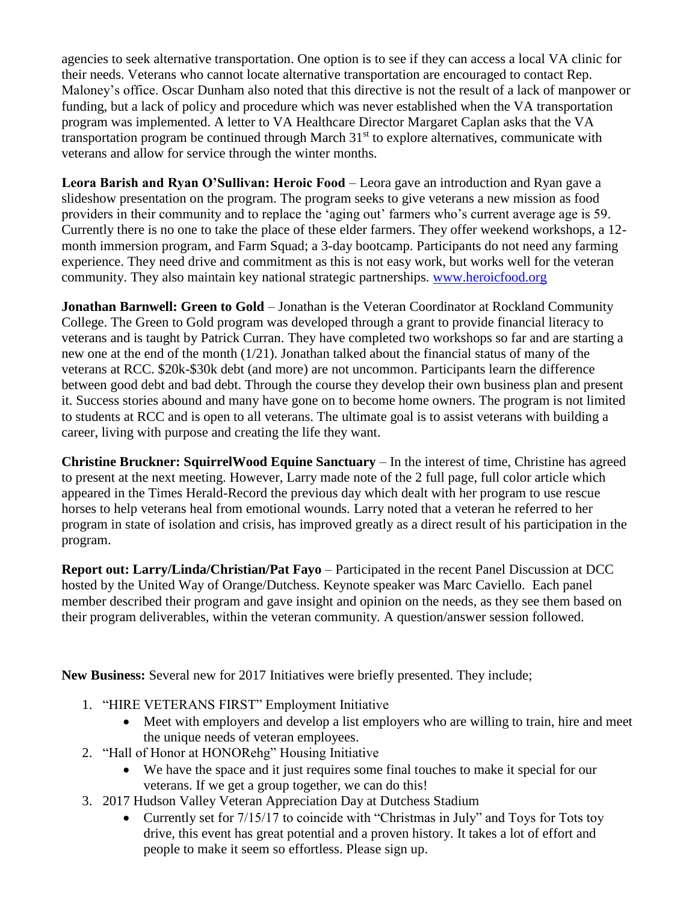agencies to seek alternative transportation. One option is to see if they can access a local VA clinic for their needs. Veterans who cannot locate alternative transportation are encouraged to contact Rep. Maloney's office. Oscar Dunham also noted that this directive is not the result of a lack of manpower or funding, but a lack of policy and procedure which was never established when the VA transportation program was implemented. A letter to VA Healthcare Director Margaret Caplan asks that the VA transportation program be continued through March 31st to explore alternatives, communicate with veterans and allow for service through the winter months.

**Leora Barish and Ryan O'Sullivan: Heroic Food** – Leora gave an introduction and Ryan gave a slideshow presentation on the program. The program seeks to give veterans a new mission as food providers in their community and to replace the 'aging out' farmers who's current average age is 59. Currently there is no one to take the place of these elder farmers. They offer weekend workshops, a 12-month immersion program, and Farm Squad; a 3-day bootcamp. Participants do not need any farming experience. They need drive and commitment as this is not easy work, but works well for the veteran community. They also maintain key national strategic partnerships. www.heroicfood.org

**Jonathan Barnwell: Green to Gold** – Jonathan is the Veteran Coordinator at Rockland Community College. The Green to Gold program was developed through a grant to provide financial literacy to veterans and is taught by Patrick Curran. They have completed two workshops so far and are starting a new one at the end of the month (1/21). Jonathan talked about the financial status of many of the veterans at RCC. $20k-$30k debt (and more) are not uncommon. Participants learn the difference between good debt and bad debt. Through the course they develop their own business plan and present it. Success stories abound and many have gone on to become home owners. The program is not limited to students at RCC and is open to all veterans. The ultimate goal is to assist veterans with building a career, living with purpose and creating the life they want.

**Christine Bruckner: SquirrelWood Equine Sanctuary** – In the interest of time, Christine has agreed to present at the next meeting. However, Larry made note of the 2 full page, full color article which appeared in the Times Herald-Record the previous day which dealt with her program to use rescue horses to help veterans heal from emotional wounds. Larry noted that a veteran he referred to her program in state of isolation and crisis, has improved greatly as a direct result of his participation in the program.

**Report out: Larry/Linda/Christian/Pat Fayo** – Participated in the recent Panel Discussion at DCC hosted by the United Way of Orange/Dutchess. Keynote speaker was Marc Caviello. Each panel member described their program and gave insight and opinion on the needs, as they see them based on their program deliverables, within the veteran community. A question/answer session followed.

**New Business:** Several new for 2017 Initiatives were briefly presented. They include;

1. "HIRE VETERANS FIRST" Employment Initiative
   - Meet with employers and develop a list employers who are willing to train, hire and meet the unique needs of veteran employees.
2. "Hall of Honor at HONORehg" Housing Initiative
   - We have the space and it just requires some final touches to make it special for our veterans. If we get a group together, we can do this!
3. 2017 Hudson Valley Veteran Appreciation Day at Dutchess Stadium
   - Currently set for 7/15/17 to coincide with "Christmas in July" and Toys for Tots toy drive, this event has great potential and a proven history. It takes a lot of effort and people to make it seem so effortless. Please sign up.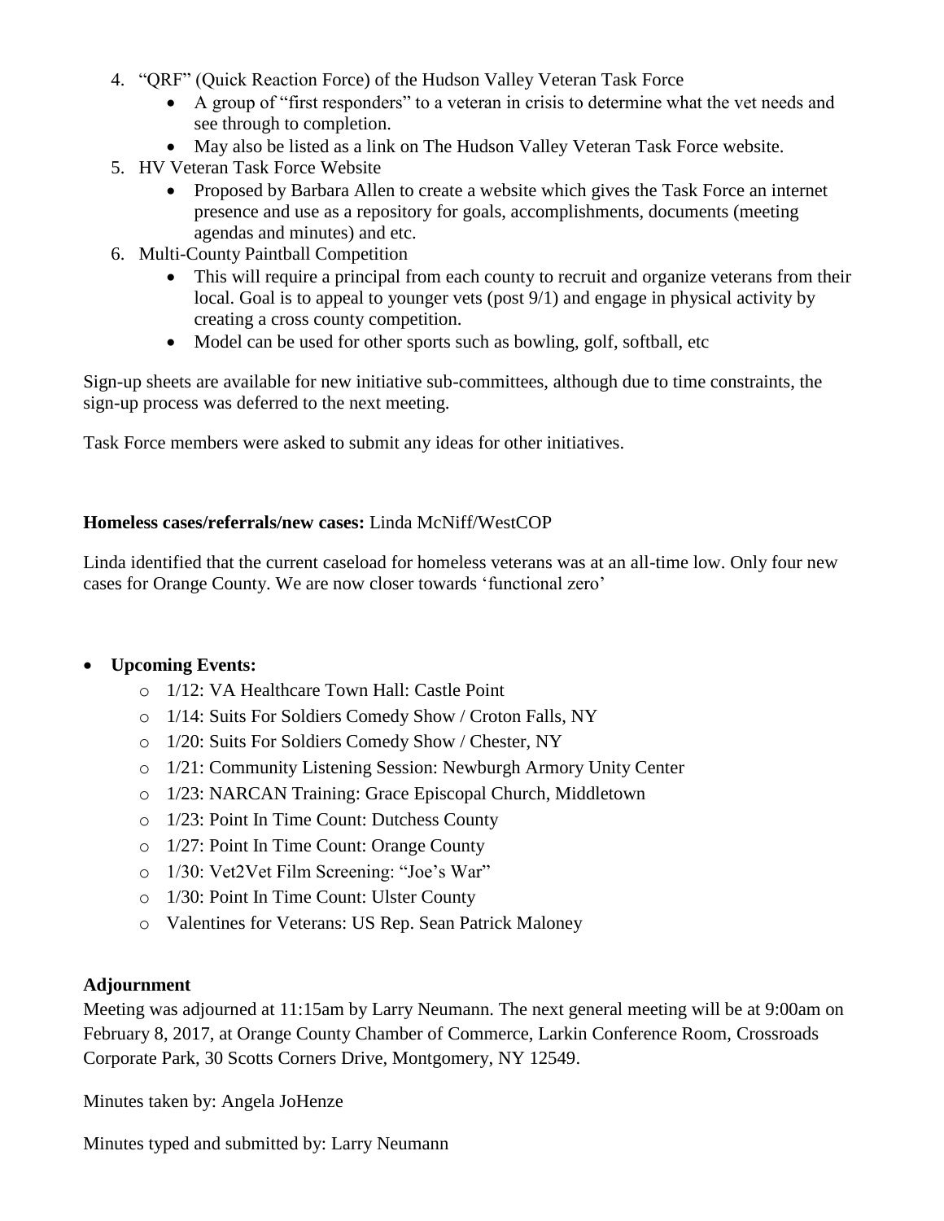4. "QRF" (Quick Reaction Force) of the Hudson Valley Veteran Task Force
    - A group of "first responders" to a veteran in crisis to determine what the vet needs and see through to completion.
    - May also be listed as a link on The Hudson Valley Veteran Task Force website.
5. HV Veteran Task Force Website
    - Proposed by Barbara Allen to create a website which gives the Task Force an internet presence and use as a repository for goals, accomplishments, documents (meeting agendas and minutes) and etc.
6. Multi-County Paintball Competition
    - This will require a principal from each county to recruit and organize veterans from their local. Goal is to appeal to younger vets (post 9/1) and engage in physical activity by creating a cross county competition.
    - Model can be used for other sports such as bowling, golf, softball, etc

Sign-up sheets are available for new initiative sub-committees, although due to time constraints, the sign-up process was deferred to the next meeting.

Task Force members were asked to submit any ideas for other initiatives.

**Homeless cases/referrals/new cases:** Linda McNiff/WestCOP

Linda identified that the current caseload for homeless veterans was at an all-time low. Only four new cases for Orange County. We are now closer towards 'functional zero'

- **Upcoming Events:**
    - 1/12: VA Healthcare Town Hall: Castle Point
    - 1/14: Suits For Soldiers Comedy Show / Croton Falls, NY
    - 1/20: Suits For Soldiers Comedy Show / Chester, NY
    - 1/21: Community Listening Session: Newburgh Armory Unity Center
    - 1/23: NARCAN Training: Grace Episcopal Church, Middletown
    - 1/23: Point In Time Count: Dutchess County
    - 1/27: Point In Time Count: Orange County
    - 1/30: Vet2Vet Film Screening: "Joe's War"
    - 1/30: Point In Time Count: Ulster County
    - Valentines for Veterans: US Rep. Sean Patrick Maloney

**Adjournment**

Meeting was adjourned at 11:15am by Larry Neumann. The next general meeting will be at 9:00am on February 8, 2017, at Orange County Chamber of Commerce, Larkin Conference Room, Crossroads Corporate Park, 30 Scotts Corners Drive, Montgomery, NY 12549.

Minutes taken by: Angela JoHenze

Minutes typed and submitted by: Larry Neumann